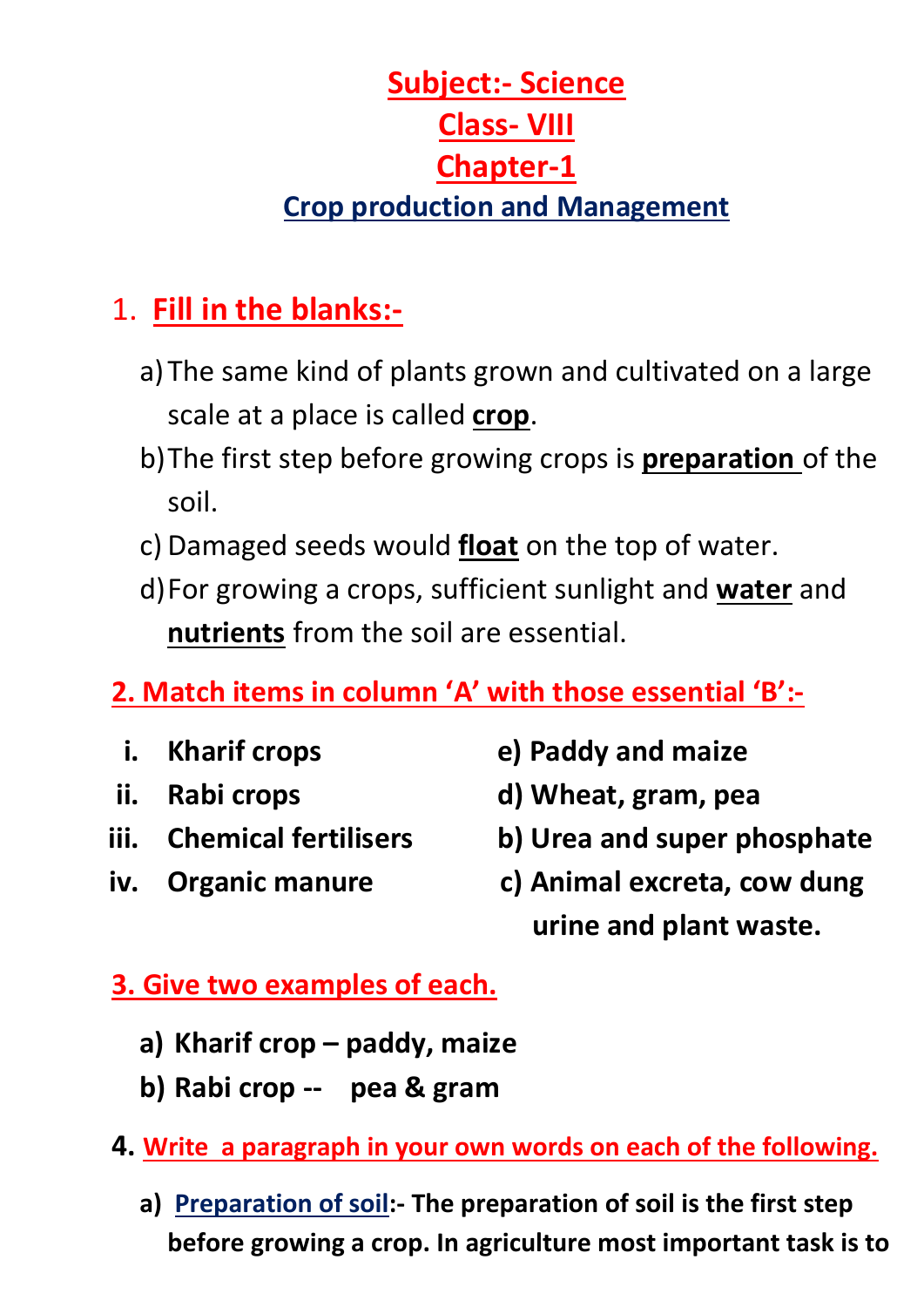# Subject:- Science

## Class- VIII

## Chapter-1

### Crop production and Management

1. **Fill in the blanks:-**

   a) The same kind of plants grown and cultivated on a large scale at a place is called **crop**.

   b) The first step before growing crops is **preparation** of the soil.

   c) Damaged seeds would **float** on the top of water.

   d) For growing a crops, sufficient sunlight and **water** and **nutrients** from the soil are essential.

**2. Match items in column 'A' with those essential 'B':-**

| | |
|---|---|
| **i. Kharif crops** | **e) Paddy and maize** |
| **ii. Rabi crops** | **d) Wheat, gram, pea** |
| **iii. Chemical fertilisers** | **b) Urea and super phosphate** |
| **iv. Organic manure** | **c) Animal excreta, cow dung urine and plant waste.** |

**3. Give two examples of each.**

**a) Kharif crop – paddy, maize**

**b) Rabi crop -- pea & gram**

**4. Write a paragraph in your own words on each of the following.**

**a) Preparation of soil:- The preparation of soil is the first step before growing a crop. In agriculture most important task is to**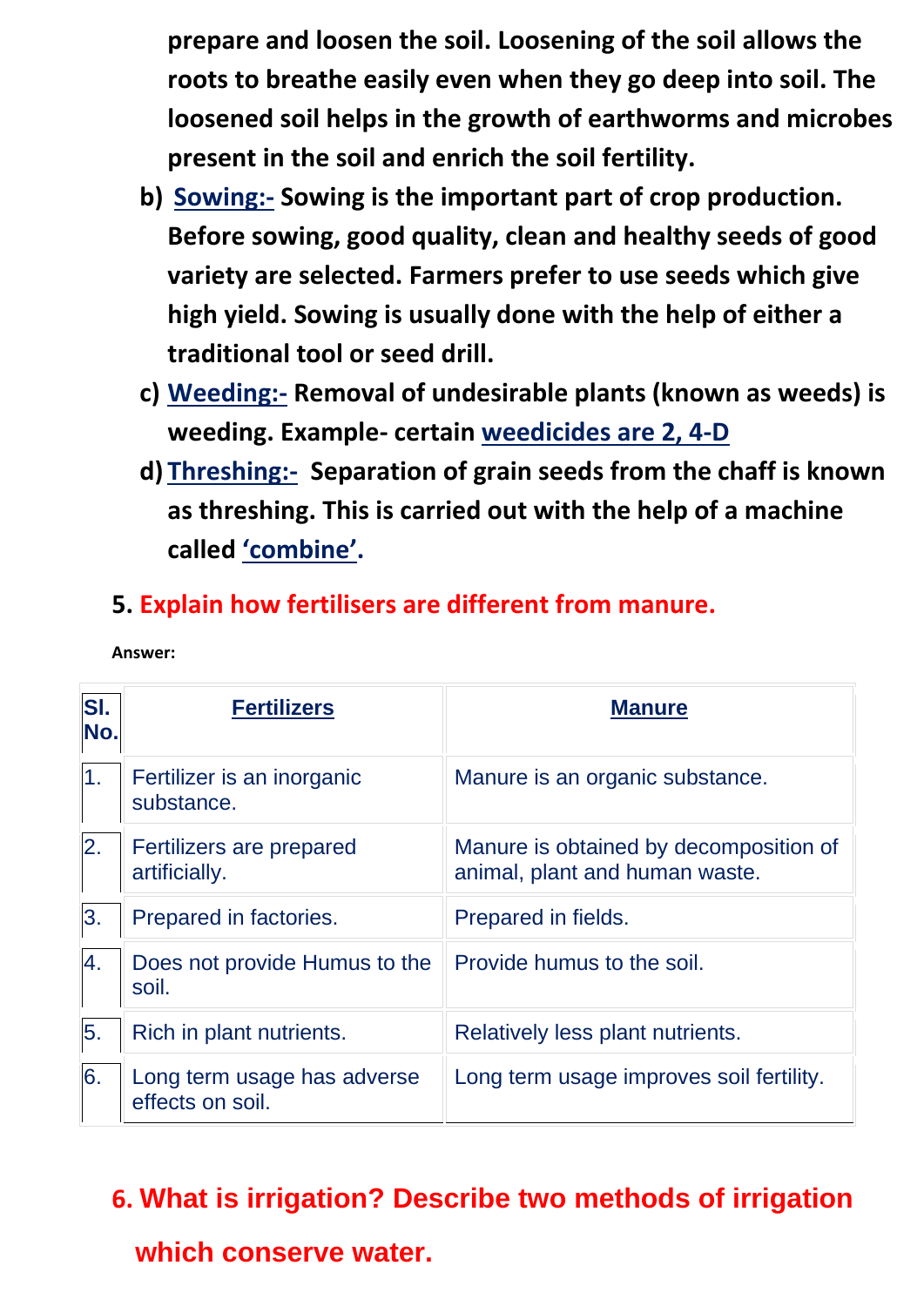**prepare and loosen the soil. Loosening of the soil allows the roots to breathe easily even when they go deep into soil. The loosened soil helps in the growth of earthworms and microbes present in the soil and enrich the soil fertility.**

b) **Sowing:-** **Sowing is the important part of crop production. Before sowing, good quality, clean and healthy seeds of good variety are selected. Farmers prefer to use seeds which give high yield. Sowing is usually done with the help of either a traditional tool or seed drill.**

c) **Weeding:-** **Removal of undesirable plants (known as weeds) is weeding. Example- certain weedicides are 2, 4-D**

d) **Threshing:-** **Separation of grain seeds from the chaff is known as threshing. This is carried out with the help of a machine called 'combine'.**

## 5. Explain how fertilisers are different from manure.

**Answer:**

| Sl. No. | Fertilizers | Manure |
|---|---|---|
| 1. | Fertilizer is an inorganic substance. | Manure is an organic substance. |
| 2. | Fertilizers are prepared artificially. | Manure is obtained by decomposition of animal, plant and human waste. |
| 3. | Prepared in factories. | Prepared in fields. |
| 4. | Does not provide Humus to the soil. | Provide humus to the soil. |
| 5. | Rich in plant nutrients. | Relatively less plant nutrients. |
| 6. | Long term usage has adverse effects on soil. | Long term usage improves soil fertility. |

## 6. What is irrigation? Describe two methods of irrigation which conserve water.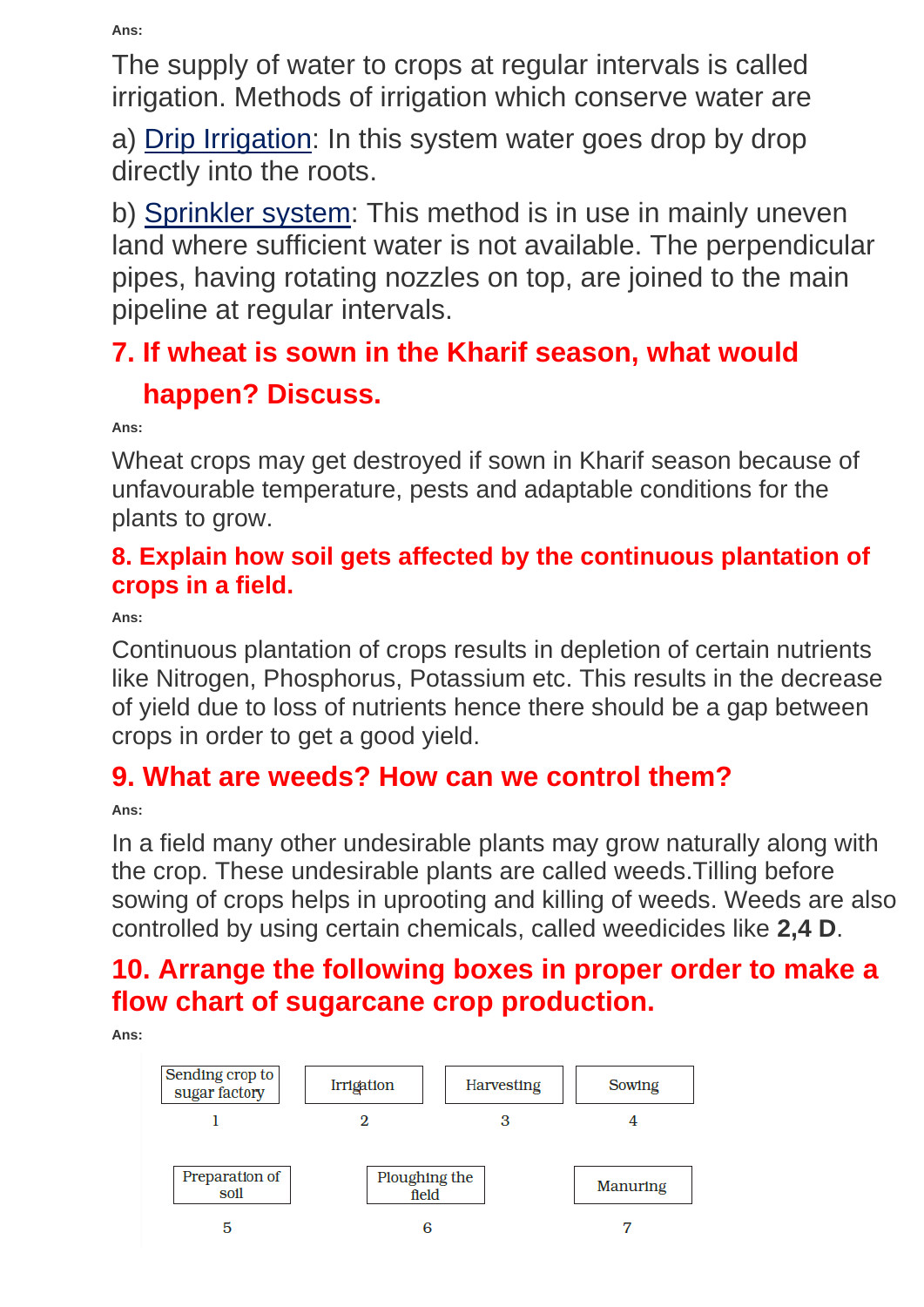**Ans:**

The supply of water to crops at regular intervals is called irrigation. Methods of irrigation which conserve water are

a) Drip Irrigation: In this system water goes drop by drop directly into the roots.

b) Sprinkler system: This method is in use in mainly uneven land where sufficient water is not available. The perpendicular pipes, having rotating nozzles on top, are joined to the main pipeline at regular intervals.

## 7. If wheat is sown in the Kharif season, what would happen? Discuss.

**Ans:**

Wheat crops may get destroyed if sown in Kharif season because of unfavourable temperature, pests and adaptable conditions for the plants to grow.

## 8. Explain how soil gets affected by the continuous plantation of crops in a field.

**Ans:**

Continuous plantation of crops results in depletion of certain nutrients like Nitrogen, Phosphorus, Potassium etc. This results in the decrease of yield due to loss of nutrients hence there should be a gap between crops in order to get a good yield.

## 9. What are weeds? How can we control them?

**Ans:**

In a field many other undesirable plants may grow naturally along with the crop. These undesirable plants are called weeds.Tilling before sowing of crops helps in uprooting and killing of weeds. Weeds are also controlled by using certain chemicals, called weedicides like **2,4 D**.

## 10. Arrange the following boxes in proper order to make a flow chart of sugarcane crop production.

**Ans:**

| Sending crop to sugar factory | Irrigation | Harvesting | Sowing |
|---|---|---|---|
| 1 | 2 | 3 | 4 |

| Preparation of soil | Ploughing the field | Manuring |
|---|---|---|
| 5 | 6 | 7 |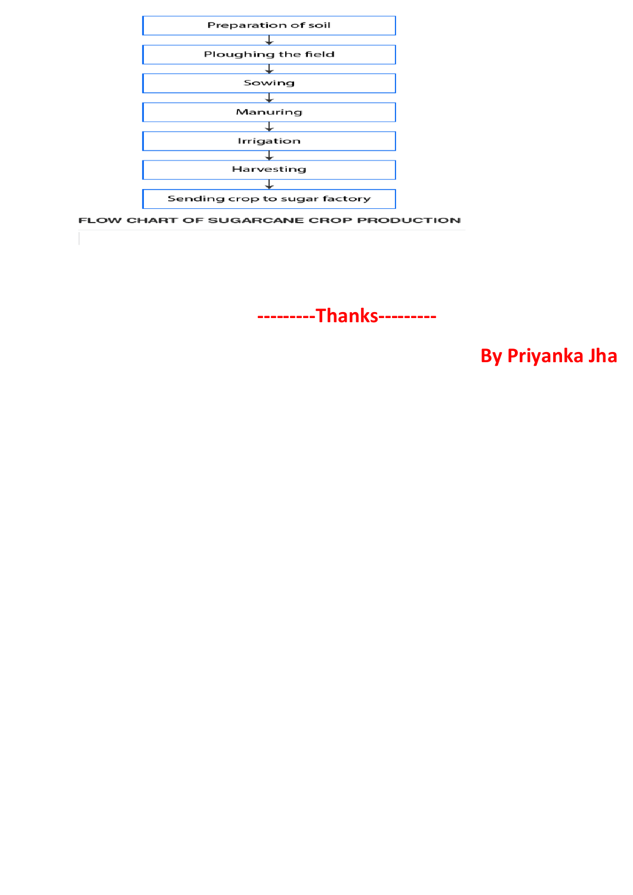Preparation of soil

↓

Ploughing the field

↓

Sowing

↓

Manuring

↓

Irrigation

↓

Harvesting

↓

Sending crop to sugar factory

FLOW CHART OF SUGARCANE CROP PRODUCTION

**---------Thanks---------**

**By Priyanka Jha**